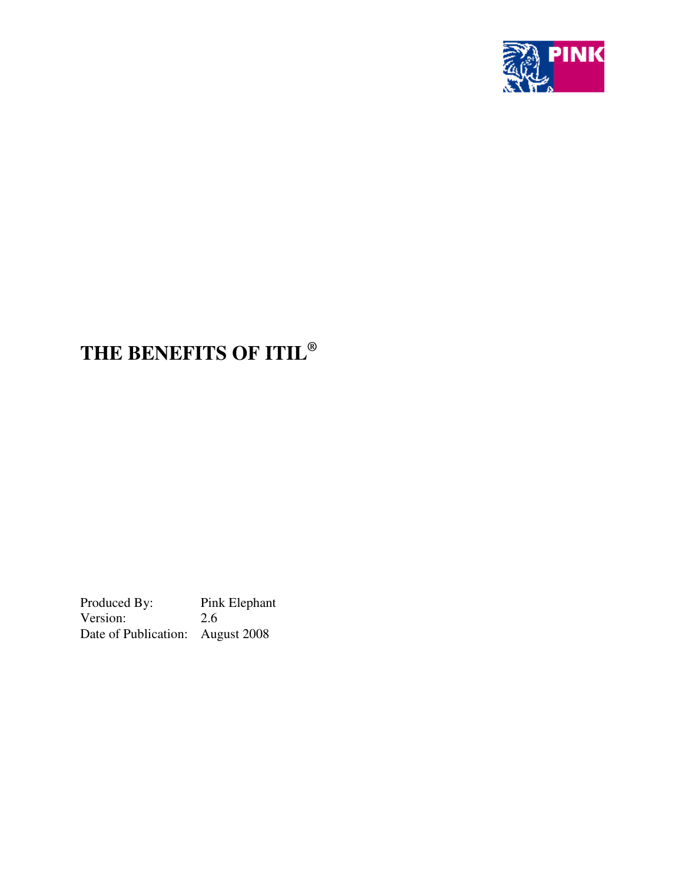# THE BENEFITS OF ITIL®

Produced By: Pink Elephant
Version: 2.6
Date of Publication: August 2008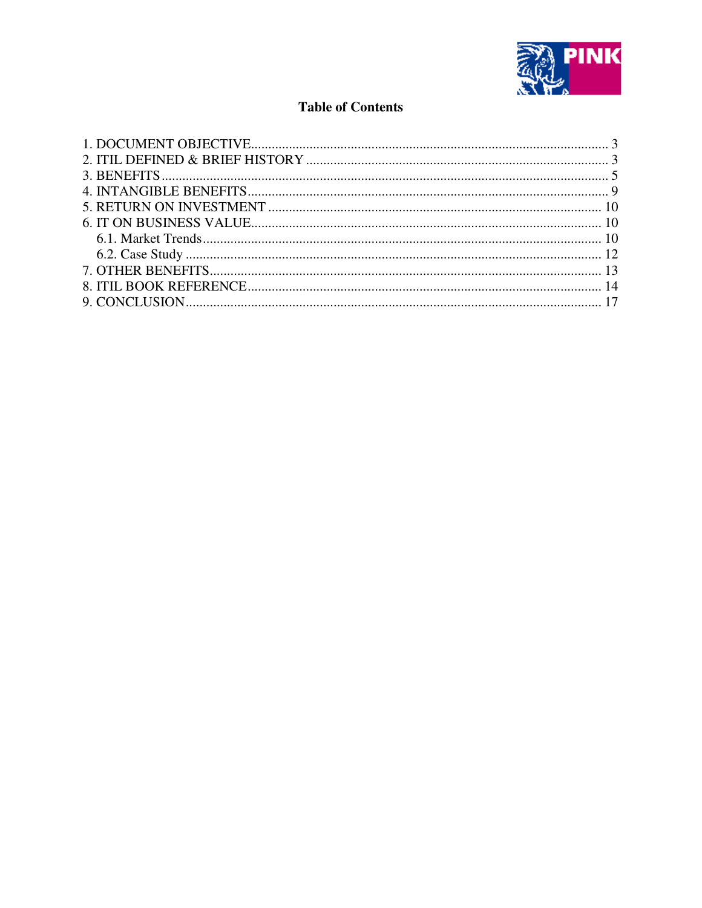## Table of Contents

1. DOCUMENT OBJECTIVE........................................................................................................ 3
2. ITIL DEFINED & BRIEF HISTORY ........................................................................................ 3
3. BENEFITS.................................................................................................................................. 5
4. INTANGIBLE BENEFITS.......................................................................................................... 9
5. RETURN ON INVESTMENT ................................................................................................. 10
6. IT ON BUSINESS VALUE...................................................................................................... 10
    6.1. Market Trends.................................................................................................................... 10
    6.2. Case Study ......................................................................................................................... 12
7. OTHER BENEFITS.................................................................................................................. 13
8. ITIL BOOK REFERENCE....................................................................................................... 14
9. CONCLUSION......................................................................................................................... 17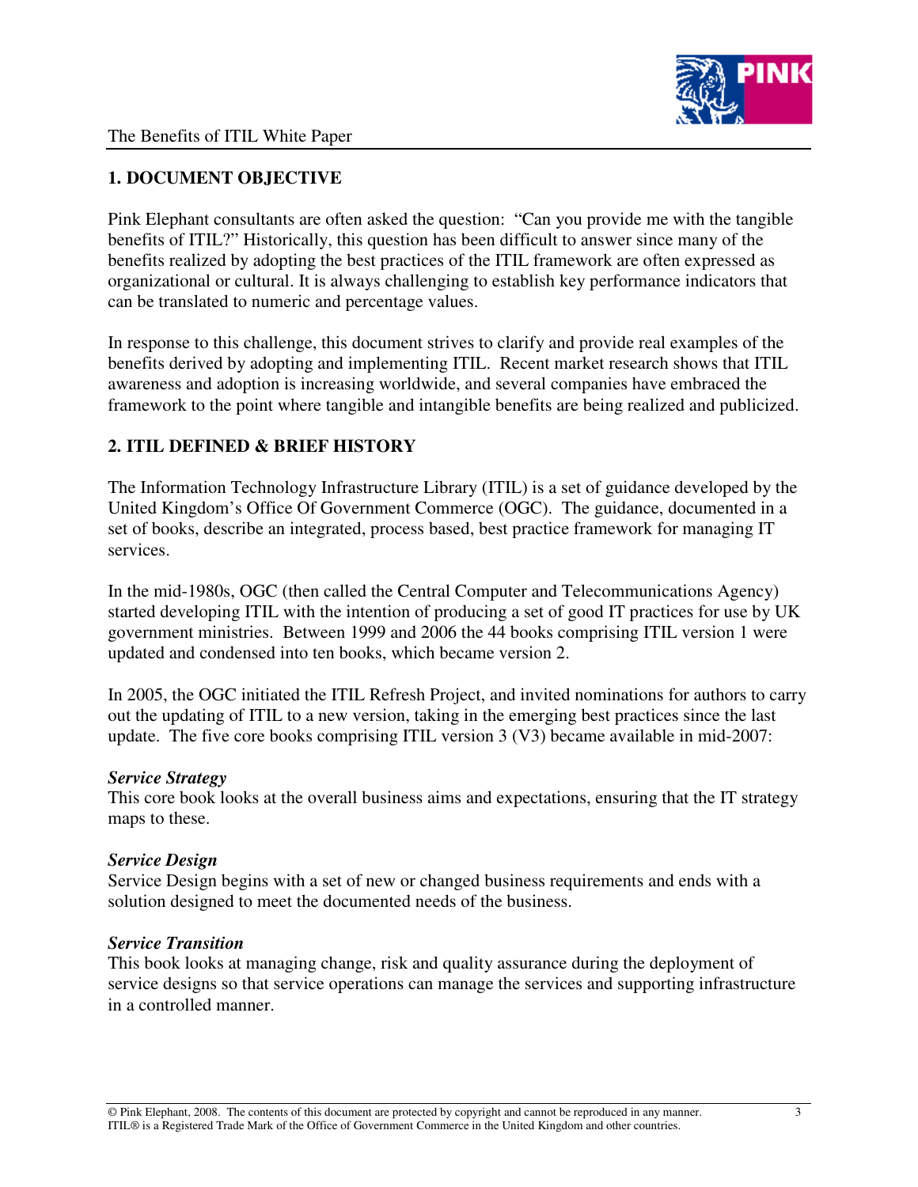## 1. DOCUMENT OBJECTIVE

Pink Elephant consultants are often asked the question: "Can you provide me with the tangible benefits of ITIL?" Historically, this question has been difficult to answer since many of the benefits realized by adopting the best practices of the ITIL framework are often expressed as organizational or cultural. It is always challenging to establish key performance indicators that can be translated to numeric and percentage values.

In response to this challenge, this document strives to clarify and provide real examples of the benefits derived by adopting and implementing ITIL. Recent market research shows that ITIL awareness and adoption is increasing worldwide, and several companies have embraced the framework to the point where tangible and intangible benefits are being realized and publicized.

## 2. ITIL DEFINED & BRIEF HISTORY

The Information Technology Infrastructure Library (ITIL) is a set of guidance developed by the United Kingdom's Office Of Government Commerce (OGC). The guidance, documented in a set of books, describe an integrated, process based, best practice framework for managing IT services.

In the mid-1980s, OGC (then called the Central Computer and Telecommunications Agency) started developing ITIL with the intention of producing a set of good IT practices for use by UK government ministries. Between 1999 and 2006 the 44 books comprising ITIL version 1 were updated and condensed into ten books, which became version 2.

In 2005, the OGC initiated the ITIL Refresh Project, and invited nominations for authors to carry out the updating of ITIL to a new version, taking in the emerging best practices since the last update. The five core books comprising ITIL version 3 (V3) became available in mid-2007:

***Service Strategy***
This core book looks at the overall business aims and expectations, ensuring that the IT strategy maps to these.

***Service Design***
Service Design begins with a set of new or changed business requirements and ends with a solution designed to meet the documented needs of the business.

***Service Transition***
This book looks at managing change, risk and quality assurance during the deployment of service designs so that service operations can manage the services and supporting infrastructure in a controlled manner.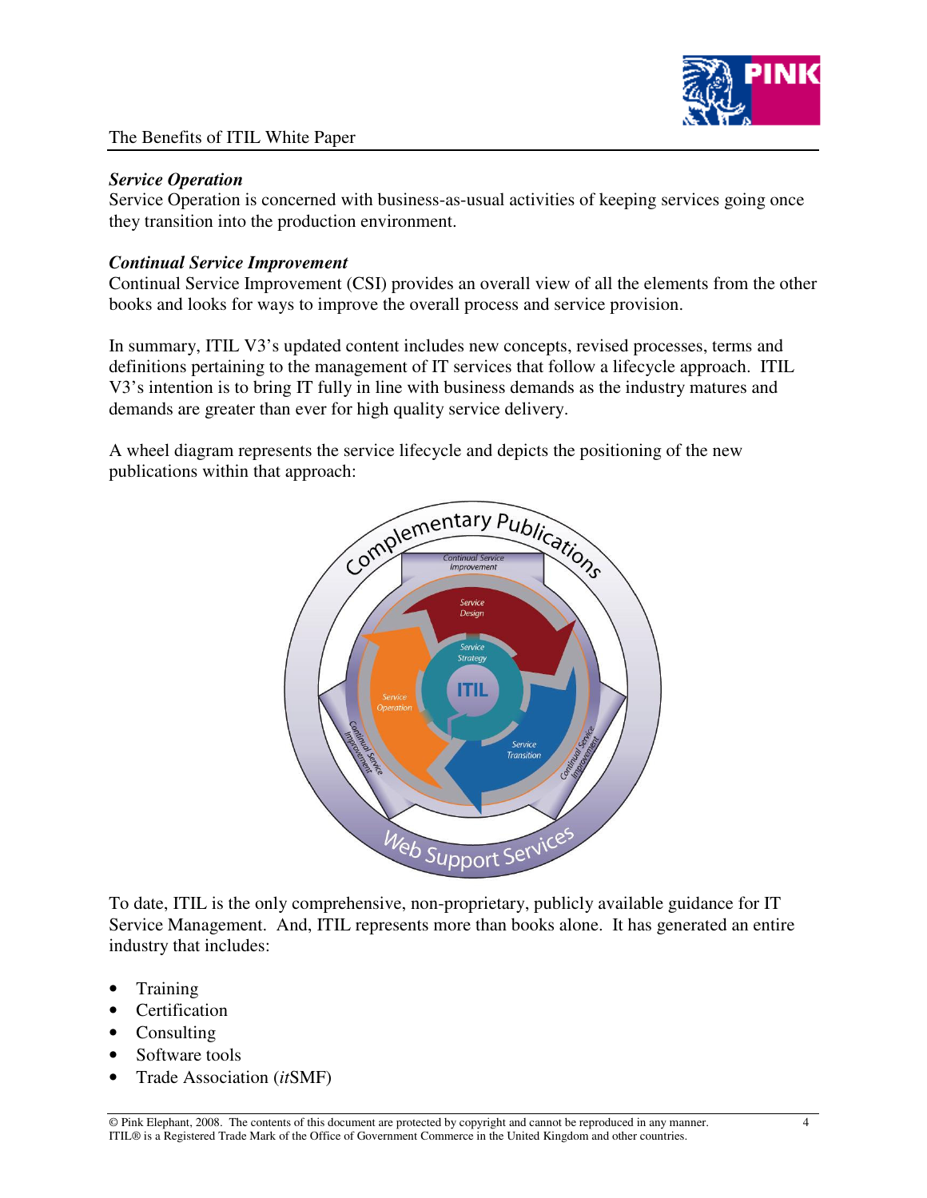### *Service Operation*

Service Operation is concerned with business-as-usual activities of keeping services going once they transition into the production environment.

### *Continual Service Improvement*

Continual Service Improvement (CSI) provides an overall view of all the elements from the other books and looks for ways to improve the overall process and service provision.

In summary, ITIL V3's updated content includes new concepts, revised processes, terms and definitions pertaining to the management of IT services that follow a lifecycle approach. ITIL V3's intention is to bring IT fully in line with business demands as the industry matures and demands are greater than ever for high quality service delivery.

A wheel diagram represents the service lifecycle and depicts the positioning of the new publications within that approach:

To date, ITIL is the only comprehensive, non-proprietary, publicly available guidance for IT Service Management. And, ITIL represents more than books alone. It has generated an entire industry that includes:

- Training
- Certification
- Consulting
- Software tools
- Trade Association (*it*SMF)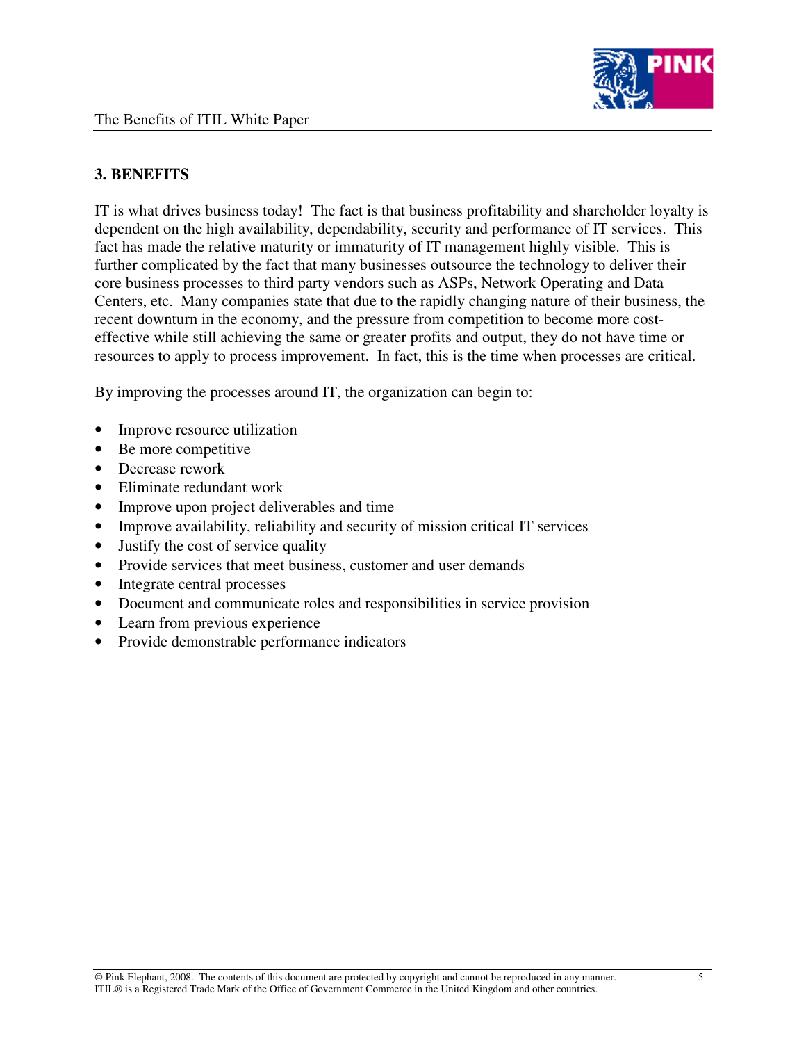## 3. BENEFITS

IT is what drives business today! The fact is that business profitability and shareholder loyalty is dependent on the high availability, dependability, security and performance of IT services. This fact has made the relative maturity or immaturity of IT management highly visible. This is further complicated by the fact that many businesses outsource the technology to deliver their core business processes to third party vendors such as ASPs, Network Operating and Data Centers, etc. Many companies state that due to the rapidly changing nature of their business, the recent downturn in the economy, and the pressure from competition to become more cost-effective while still achieving the same or greater profits and output, they do not have time or resources to apply to process improvement. In fact, this is the time when processes are critical.

By improving the processes around IT, the organization can begin to:

- Improve resource utilization
- Be more competitive
- Decrease rework
- Eliminate redundant work
- Improve upon project deliverables and time
- Improve availability, reliability and security of mission critical IT services
- Justify the cost of service quality
- Provide services that meet business, customer and user demands
- Integrate central processes
- Document and communicate roles and responsibilities in service provision
- Learn from previous experience
- Provide demonstrable performance indicators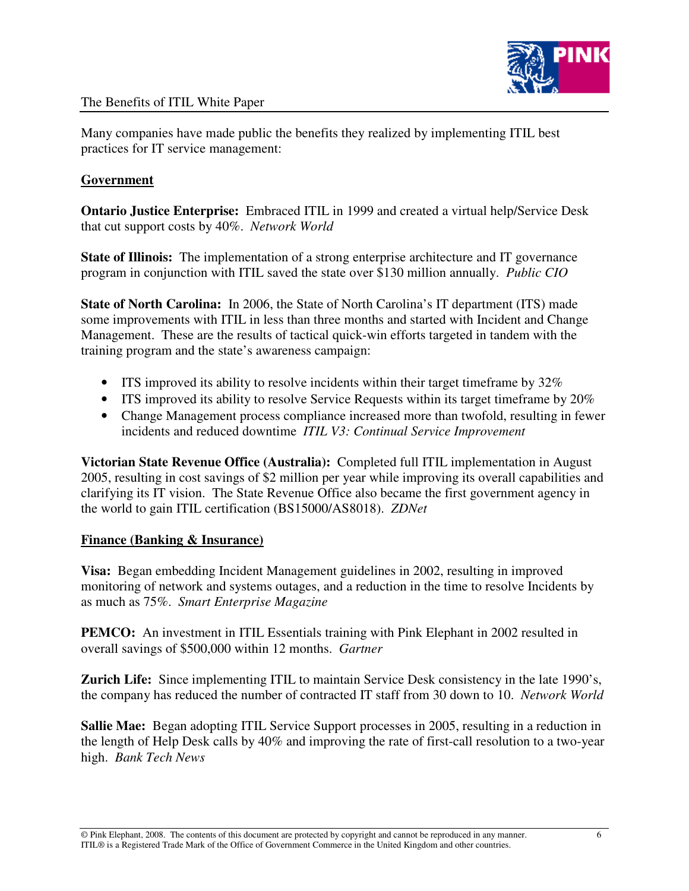Many companies have made public the benefits they realized by implementing ITIL best practices for IT service management:

## Government

**Ontario Justice Enterprise:** Embraced ITIL in 1999 and created a virtual help/Service Desk that cut support costs by 40%. *Network World*

**State of Illinois:** The implementation of a strong enterprise architecture and IT governance program in conjunction with ITIL saved the state over $130 million annually. *Public CIO*

**State of North Carolina:** In 2006, the State of North Carolina's IT department (ITS) made some improvements with ITIL in less than three months and started with Incident and Change Management. These are the results of tactical quick-win efforts targeted in tandem with the training program and the state's awareness campaign:

- ITS improved its ability to resolve incidents within their target timeframe by 32%
- ITS improved its ability to resolve Service Requests within its target timeframe by 20%
- Change Management process compliance increased more than twofold, resulting in fewer incidents and reduced downtime *ITIL V3: Continual Service Improvement*

**Victorian State Revenue Office (Australia):** Completed full ITIL implementation in August 2005, resulting in cost savings of $2 million per year while improving its overall capabilities and clarifying its IT vision. The State Revenue Office also became the first government agency in the world to gain ITIL certification (BS15000/AS8018). *ZDNet*

## Finance (Banking & Insurance)

**Visa:** Began embedding Incident Management guidelines in 2002, resulting in improved monitoring of network and systems outages, and a reduction in the time to resolve Incidents by as much as 75%. *Smart Enterprise Magazine*

**PEMCO:** An investment in ITIL Essentials training with Pink Elephant in 2002 resulted in overall savings of $500,000 within 12 months. *Gartner*

**Zurich Life:** Since implementing ITIL to maintain Service Desk consistency in the late 1990's, the company has reduced the number of contracted IT staff from 30 down to 10. *Network World*

**Sallie Mae:** Began adopting ITIL Service Support processes in 2005, resulting in a reduction in the length of Help Desk calls by 40% and improving the rate of first-call resolution to a two-year high. *Bank Tech News*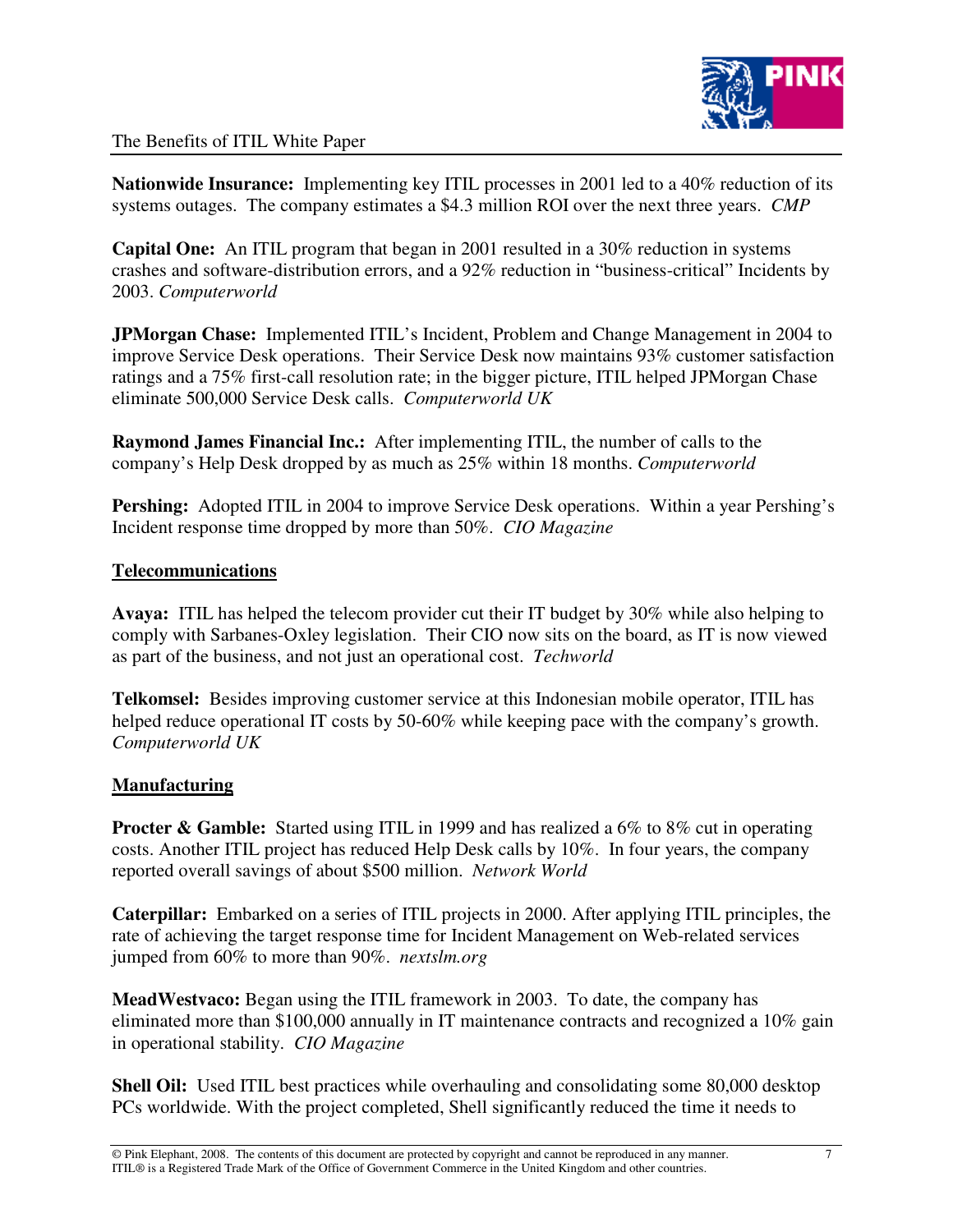**Nationwide Insurance:** Implementing key ITIL processes in 2001 led to a 40% reduction of its systems outages. The company estimates a $4.3 million ROI over the next three years. *CMP*

**Capital One:** An ITIL program that began in 2001 resulted in a 30% reduction in systems crashes and software-distribution errors, and a 92% reduction in "business-critical" Incidents by 2003. *Computerworld*

**JPMorgan Chase:** Implemented ITIL's Incident, Problem and Change Management in 2004 to improve Service Desk operations. Their Service Desk now maintains 93% customer satisfaction ratings and a 75% first-call resolution rate; in the bigger picture, ITIL helped JPMorgan Chase eliminate 500,000 Service Desk calls. *Computerworld UK*

**Raymond James Financial Inc.:** After implementing ITIL, the number of calls to the company's Help Desk dropped by as much as 25% within 18 months. *Computerworld*

**Pershing:** Adopted ITIL in 2004 to improve Service Desk operations. Within a year Pershing's Incident response time dropped by more than 50%. *CIO Magazine*

## Telecommunications

**Avaya:** ITIL has helped the telecom provider cut their IT budget by 30% while also helping to comply with Sarbanes-Oxley legislation. Their CIO now sits on the board, as IT is now viewed as part of the business, and not just an operational cost. *Techworld*

**Telkomsel:** Besides improving customer service at this Indonesian mobile operator, ITIL has helped reduce operational IT costs by 50-60% while keeping pace with the company's growth. *Computerworld UK*

## Manufacturing

**Procter & Gamble:** Started using ITIL in 1999 and has realized a 6% to 8% cut in operating costs. Another ITIL project has reduced Help Desk calls by 10%. In four years, the company reported overall savings of about $500 million. *Network World*

**Caterpillar:** Embarked on a series of ITIL projects in 2000. After applying ITIL principles, the rate of achieving the target response time for Incident Management on Web-related services jumped from 60% to more than 90%. *nextslm.org*

**MeadWestvaco:** Began using the ITIL framework in 2003. To date, the company has eliminated more than $100,000 annually in IT maintenance contracts and recognized a 10% gain in operational stability. *CIO Magazine*

**Shell Oil:** Used ITIL best practices while overhauling and consolidating some 80,000 desktop PCs worldwide. With the project completed, Shell significantly reduced the time it needs to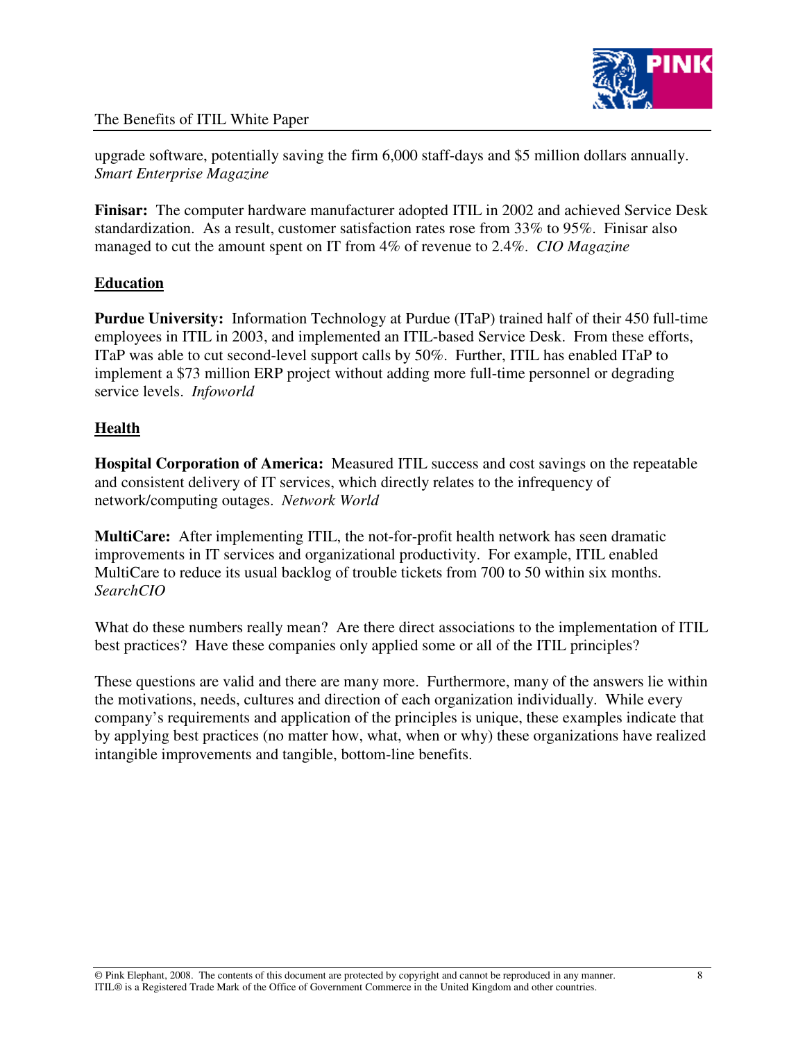upgrade software, potentially saving the firm 6,000 staff-days and $5 million dollars annually. *Smart Enterprise Magazine*

**Finisar:** The computer hardware manufacturer adopted ITIL in 2002 and achieved Service Desk standardization. As a result, customer satisfaction rates rose from 33% to 95%. Finisar also managed to cut the amount spent on IT from 4% of revenue to 2.4%. *CIO Magazine*

**<u>Education</u>**

**Purdue University:** Information Technology at Purdue (ITaP) trained half of their 450 full-time employees in ITIL in 2003, and implemented an ITIL-based Service Desk. From these efforts, ITaP was able to cut second-level support calls by 50%. Further, ITIL has enabled ITaP to implement a $73 million ERP project without adding more full-time personnel or degrading service levels. *Infoworld*

**<u>Health</u>**

**Hospital Corporation of America:** Measured ITIL success and cost savings on the repeatable and consistent delivery of IT services, which directly relates to the infrequency of network/computing outages. *Network World*

**MultiCare:** After implementing ITIL, the not-for-profit health network has seen dramatic improvements in IT services and organizational productivity. For example, ITIL enabled MultiCare to reduce its usual backlog of trouble tickets from 700 to 50 within six months. *SearchCIO*

What do these numbers really mean? Are there direct associations to the implementation of ITIL best practices? Have these companies only applied some or all of the ITIL principles?

These questions are valid and there are many more. Furthermore, many of the answers lie within the motivations, needs, cultures and direction of each organization individually. While every company's requirements and application of the principles is unique, these examples indicate that by applying best practices (no matter how, what, when or why) these organizations have realized intangible improvements and tangible, bottom-line benefits.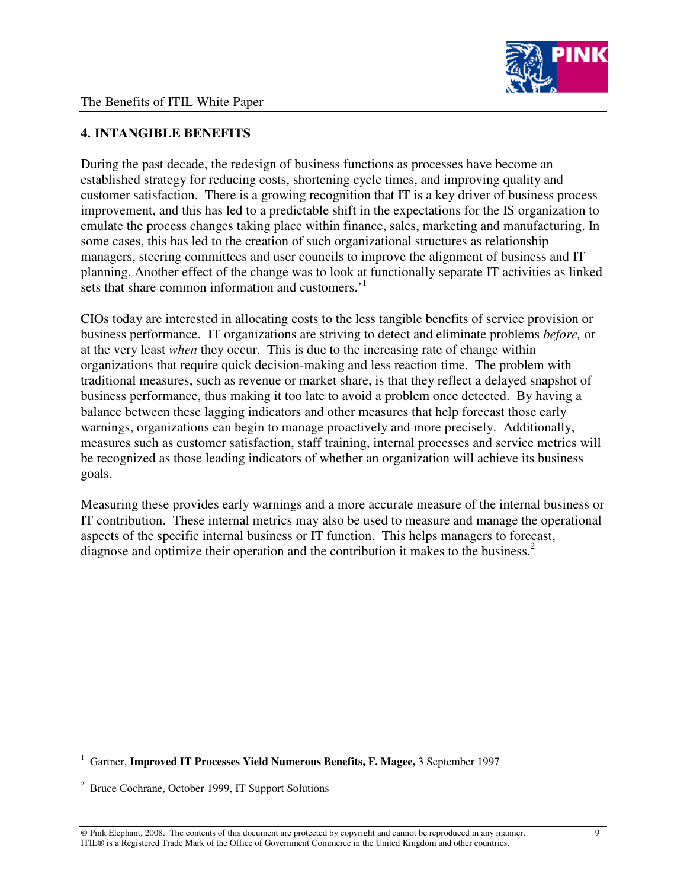## 4. INTANGIBLE BENEFITS

During the past decade, the redesign of business functions as processes have become an established strategy for reducing costs, shortening cycle times, and improving quality and customer satisfaction. There is a growing recognition that IT is a key driver of business process improvement, and this has led to a predictable shift in the expectations for the IS organization to emulate the process changes taking place within finance, sales, marketing and manufacturing. In some cases, this has led to the creation of such organizational structures as relationship managers, steering committees and user councils to improve the alignment of business and IT planning. Another effect of the change was to look at functionally separate IT activities as linked sets that share common information and customers.'[1]

CIOs today are interested in allocating costs to the less tangible benefits of service provision or business performance. IT organizations are striving to detect and eliminate problems *before,* or at the very least *when* they occur. This is due to the increasing rate of change within organizations that require quick decision-making and less reaction time. The problem with traditional measures, such as revenue or market share, is that they reflect a delayed snapshot of business performance, thus making it too late to avoid a problem once detected. By having a balance between these lagging indicators and other measures that help forecast those early warnings, organizations can begin to manage proactively and more precisely. Additionally, measures such as customer satisfaction, staff training, internal processes and service metrics will be recognized as those leading indicators of whether an organization will achieve its business goals.

Measuring these provides early warnings and a more accurate measure of the internal business or IT contribution. These internal metrics may also be used to measure and manage the operational aspects of the specific internal business or IT function. This helps managers to forecast, diagnose and optimize their operation and the contribution it makes to the business.[2]

---

[1] Gartner, **Improved IT Processes Yield Numerous Benefits, F. Magee,** 3 September 1997

[2] Bruce Cochrane, October 1999, IT Support Solutions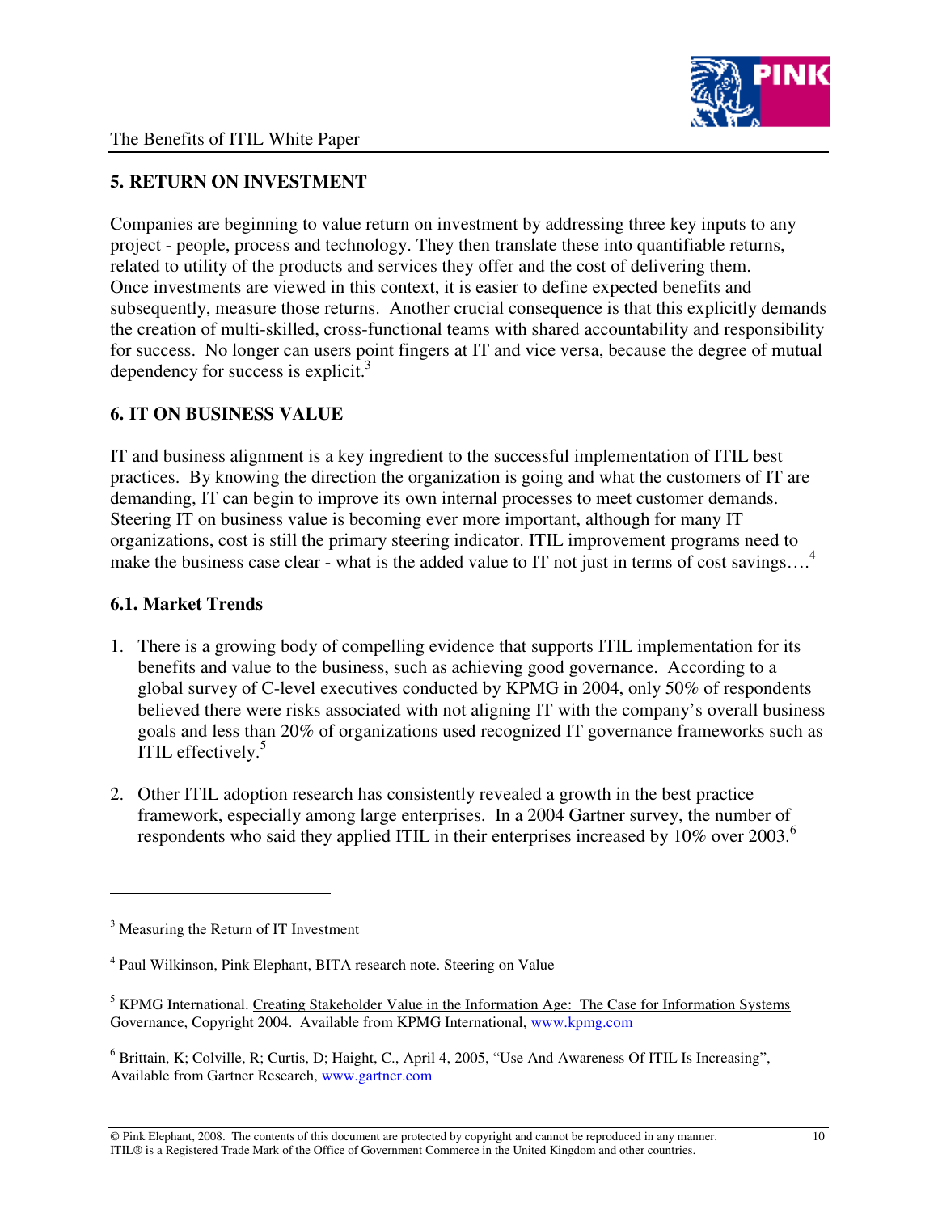## 5. RETURN ON INVESTMENT

Companies are beginning to value return on investment by addressing three key inputs to any project - people, process and technology. They then translate these into quantifiable returns, related to utility of the products and services they offer and the cost of delivering them. Once investments are viewed in this context, it is easier to define expected benefits and subsequently, measure those returns. Another crucial consequence is that this explicitly demands the creation of multi-skilled, cross-functional teams with shared accountability and responsibility for success. No longer can users point fingers at IT and vice versa, because the degree of mutual dependency for success is explicit.[3]

## 6. IT ON BUSINESS VALUE

IT and business alignment is a key ingredient to the successful implementation of ITIL best practices. By knowing the direction the organization is going and what the customers of IT are demanding, IT can begin to improve its own internal processes to meet customer demands. Steering IT on business value is becoming ever more important, although for many IT organizations, cost is still the primary steering indicator. ITIL improvement programs need to make the business case clear - what is the added value to IT not just in terms of cost savings….[4]

### 6.1. Market Trends

1. There is a growing body of compelling evidence that supports ITIL implementation for its benefits and value to the business, such as achieving good governance. According to a global survey of C-level executives conducted by KPMG in 2004, only 50% of respondents believed there were risks associated with not aligning IT with the company's overall business goals and less than 20% of organizations used recognized IT governance frameworks such as ITIL effectively.[5]

2. Other ITIL adoption research has consistently revealed a growth in the best practice framework, especially among large enterprises. In a 2004 Gartner survey, the number of respondents who said they applied ITIL in their enterprises increased by 10% over 2003.[6]

---

[3] Measuring the Return of IT Investment

[4] Paul Wilkinson, Pink Elephant, BITA research note. Steering on Value

[5] KPMG International. Creating Stakeholder Value in the Information Age: The Case for Information Systems Governance, Copyright 2004. Available from KPMG International, www.kpmg.com

[6] Brittain, K; Colville, R; Curtis, D; Haight, C., April 4, 2005, "Use And Awareness Of ITIL Is Increasing", Available from Gartner Research, www.gartner.com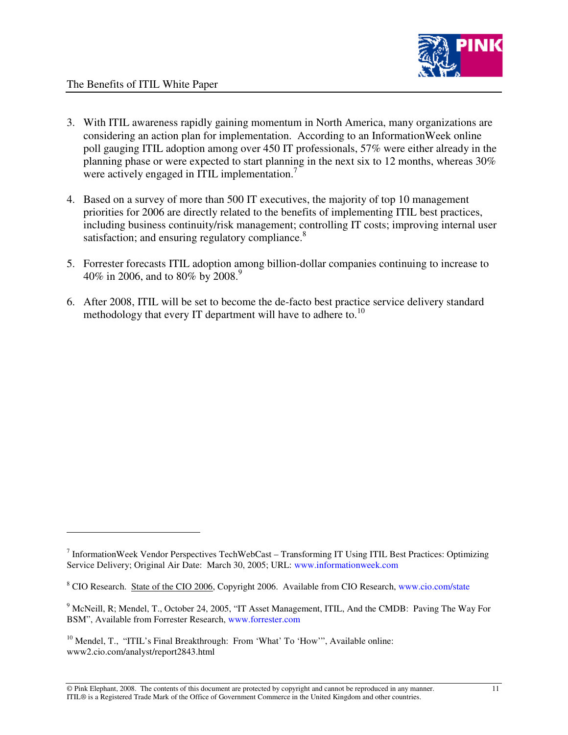3. With ITIL awareness rapidly gaining momentum in North America, many organizations are considering an action plan for implementation. According to an InformationWeek online poll gauging ITIL adoption among over 450 IT professionals, 57% were either already in the planning phase or were expected to start planning in the next six to 12 months, whereas 30% were actively engaged in ITIL implementation.[7]

4. Based on a survey of more than 500 IT executives, the majority of top 10 management priorities for 2006 are directly related to the benefits of implementing ITIL best practices, including business continuity/risk management; controlling IT costs; improving internal user satisfaction; and ensuring regulatory compliance.[8]

5. Forrester forecasts ITIL adoption among billion-dollar companies continuing to increase to 40% in 2006, and to 80% by 2008.[9]

6. After 2008, ITIL will be set to become the de-facto best practice service delivery standard methodology that every IT department will have to adhere to.[10]

---

[7] InformationWeek Vendor Perspectives TechWebCast – Transforming IT Using ITIL Best Practices: Optimizing Service Delivery; Original Air Date: March 30, 2005; URL: www.informationweek.com

[8] CIO Research. State of the CIO 2006, Copyright 2006. Available from CIO Research, www.cio.com/state

[9] McNeill, R; Mendel, T., October 24, 2005, "IT Asset Management, ITIL, And the CMDB: Paving The Way For BSM", Available from Forrester Research, www.forrester.com

[10] Mendel, T., "ITIL's Final Breakthrough: From 'What' To 'How'", Available online: www2.cio.com/analyst/report2843.html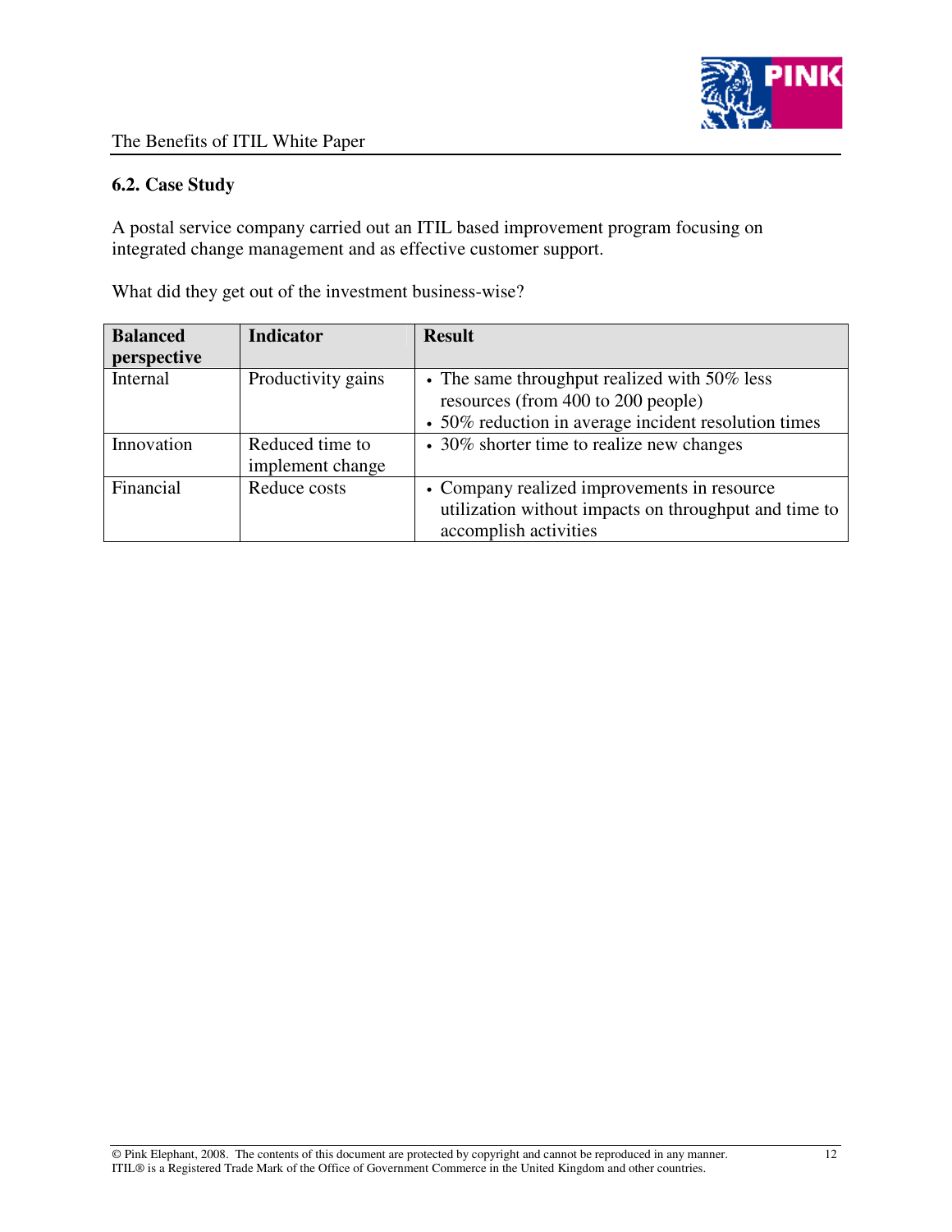## 6.2. Case Study

A postal service company carried out an ITIL based improvement program focusing on integrated change management and as effective customer support.

What did they get out of the investment business-wise?

| Balanced perspective | Indicator | Result |
|---|---|---|
| Internal | Productivity gains | • The same throughput realized with 50% less resources (from 400 to 200 people)<br>• 50% reduction in average incident resolution times |
| Innovation | Reduced time to implement change | • 30% shorter time to realize new changes |
| Financial | Reduce costs | • Company realized improvements in resource utilization without impacts on throughput and time to accomplish activities |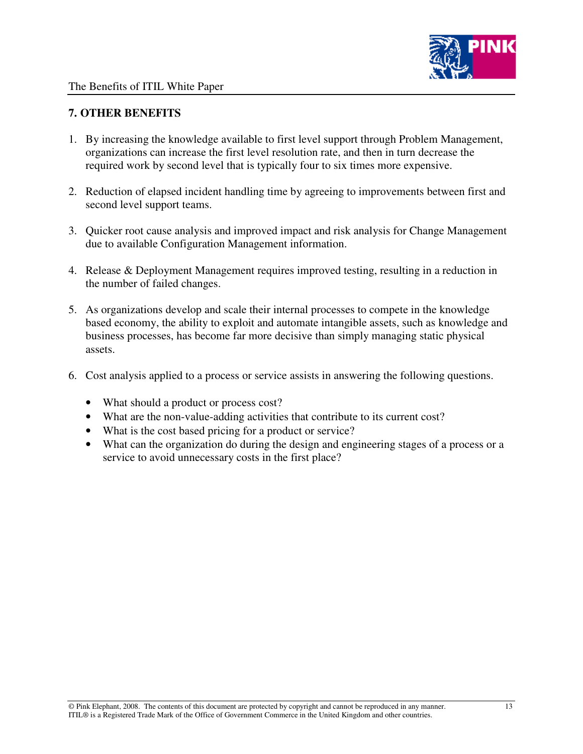## 7. OTHER BENEFITS

1. By increasing the knowledge available to first level support through Problem Management, organizations can increase the first level resolution rate, and then in turn decrease the required work by second level that is typically four to six times more expensive.

2. Reduction of elapsed incident handling time by agreeing to improvements between first and second level support teams.

3. Quicker root cause analysis and improved impact and risk analysis for Change Management due to available Configuration Management information.

4. Release & Deployment Management requires improved testing, resulting in a reduction in the number of failed changes.

5. As organizations develop and scale their internal processes to compete in the knowledge based economy, the ability to exploit and automate intangible assets, such as knowledge and business processes, has become far more decisive than simply managing static physical assets.

6. Cost analysis applied to a process or service assists in answering the following questions.

   - What should a product or process cost?
   - What are the non-value-adding activities that contribute to its current cost?
   - What is the cost based pricing for a product or service?
   - What can the organization do during the design and engineering stages of a process or a service to avoid unnecessary costs in the first place?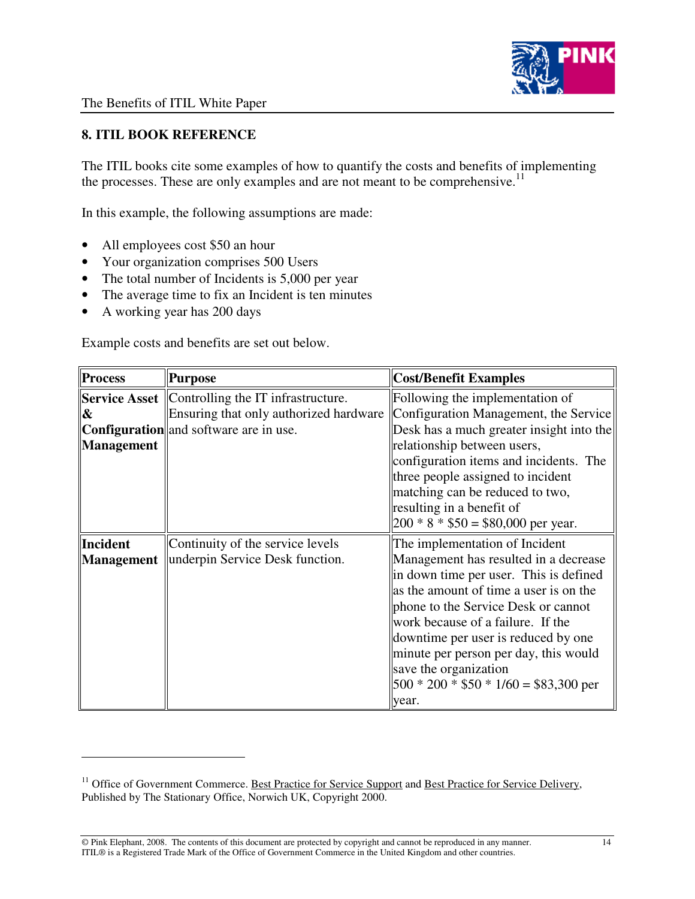## 8. ITIL BOOK REFERENCE

The ITIL books cite some examples of how to quantify the costs and benefits of implementing the processes. These are only examples and are not meant to be comprehensive.[11]

In this example, the following assumptions are made:

- All employees cost $50 an hour
- Your organization comprises 500 Users
- The total number of Incidents is 5,000 per year
- The average time to fix an Incident is ten minutes
- A working year has 200 days

Example costs and benefits are set out below.

| Process | Purpose | Cost/Benefit Examples |
|---|---|---|
| **Service Asset & Configuration Management** | Controlling the IT infrastructure. Ensuring that only authorized hardware and software are in use. | Following the implementation of Configuration Management, the Service Desk has a much greater insight into the relationship between users, configuration items and incidents. The three people assigned to incident matching can be reduced to two, resulting in a benefit of 200 * 8 * $50 = $80,000 per year. |
| **Incident Management** | Continuity of the service levels underpin Service Desk function. | The implementation of Incident Management has resulted in a decrease in down time per user. This is defined as the amount of time a user is on the phone to the Service Desk or cannot work because of a failure. If the downtime per user is reduced by one minute per person per day, this would save the organization 500 * 200 * $50 * 1/60 = $83,300 per year. |

[11] Office of Government Commerce. Best Practice for Service Support and Best Practice for Service Delivery, Published by The Stationary Office, Norwich UK, Copyright 2000.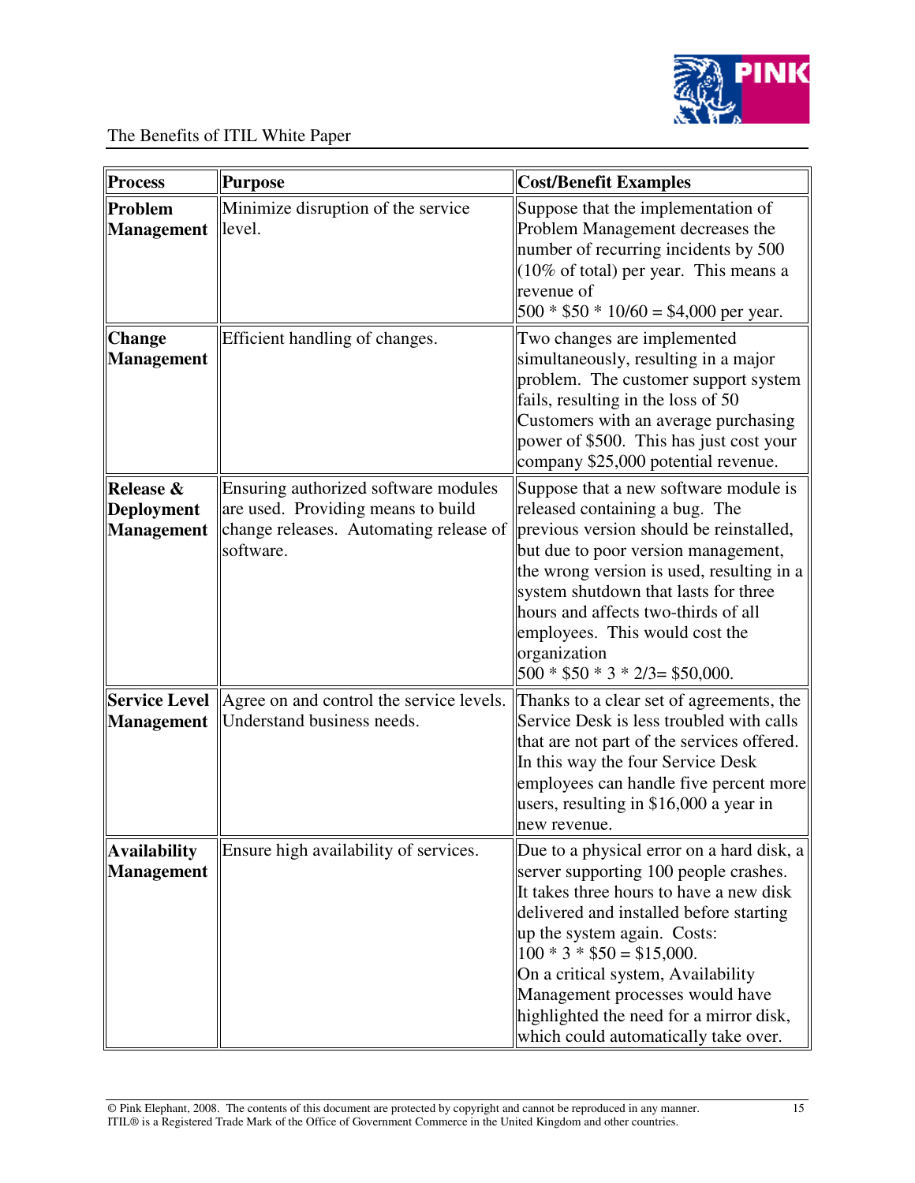| Process | Purpose | Cost/Benefit Examples |
|---|---|---|
| **Problem Management** | Minimize disruption of the service level. | Suppose that the implementation of Problem Management decreases the number of recurring incidents by 500 (10% of total) per year. This means a revenue of 500 * $50 * 10/60 = $4,000 per year. |
| **Change Management** | Efficient handling of changes. | Two changes are implemented simultaneously, resulting in a major problem. The customer support system fails, resulting in the loss of 50 Customers with an average purchasing power of $500. This has just cost your company $25,000 potential revenue. |
| **Release & Deployment Management** | Ensuring authorized software modules are used. Providing means to build change releases. Automating release of software. | Suppose that a new software module is released containing a bug. The previous version should be reinstalled, but due to poor version management, the wrong version is used, resulting in a system shutdown that lasts for three hours and affects two-thirds of all employees. This would cost the organization 500 * $50 * 3 * 2/3= $50,000. |
| **Service Level Management** | Agree on and control the service levels. Understand business needs. | Thanks to a clear set of agreements, the Service Desk is less troubled with calls that are not part of the services offered. In this way the four Service Desk employees can handle five percent more users, resulting in $16,000 a year in new revenue. |
| **Availability Management** | Ensure high availability of services. | Due to a physical error on a hard disk, a server supporting 100 people crashes. It takes three hours to have a new disk delivered and installed before starting up the system again. Costs: 100 * 3 * $50 = $15,000. On a critical system, Availability Management processes would have highlighted the need for a mirror disk, which could automatically take over. |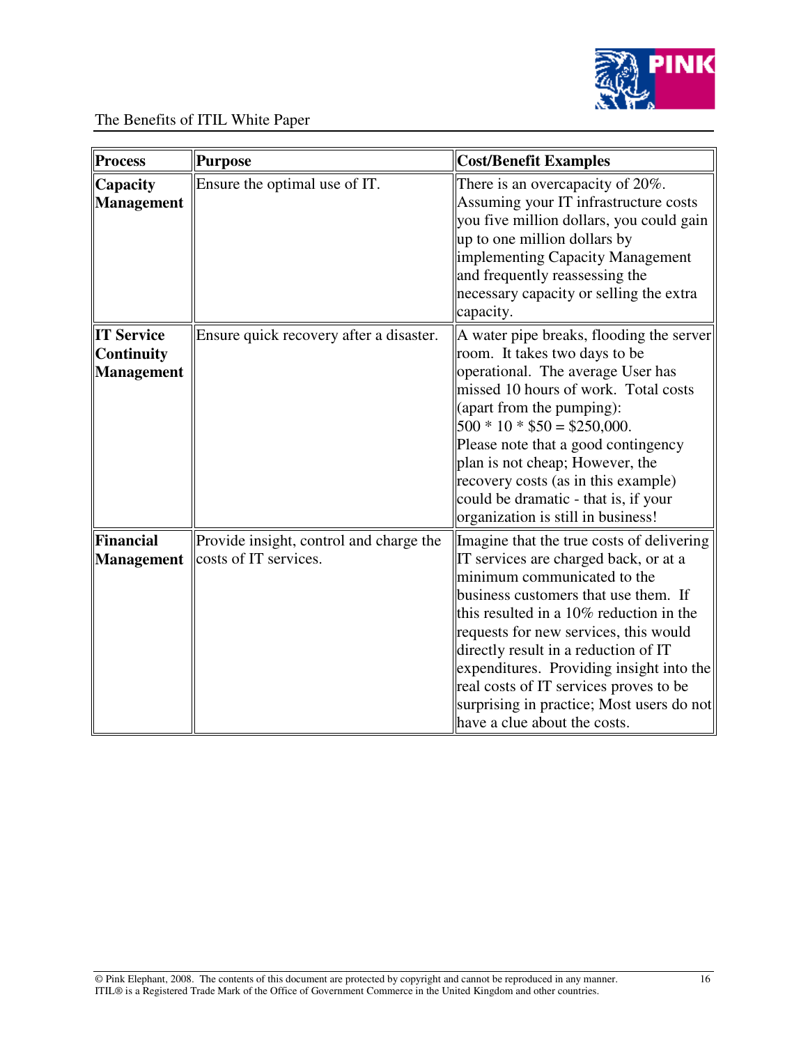| Process | Purpose | Cost/Benefit Examples |
|---|---|---|
| **Capacity Management** | Ensure the optimal use of IT. | There is an overcapacity of 20%. Assuming your IT infrastructure costs you five million dollars, you could gain up to one million dollars by implementing Capacity Management and frequently reassessing the necessary capacity or selling the extra capacity. |
| **IT Service Continuity Management** | Ensure quick recovery after a disaster. | A water pipe breaks, flooding the server room. It takes two days to be operational. The average User has missed 10 hours of work. Total costs (apart from the pumping): 500 * 10 * $50 = $250,000. Please note that a good contingency plan is not cheap; However, the recovery costs (as in this example) could be dramatic - that is, if your organization is still in business! |
| **Financial Management** | Provide insight, control and charge the costs of IT services. | Imagine that the true costs of delivering IT services are charged back, or at a minimum communicated to the business customers that use them. If this resulted in a 10% reduction in the requests for new services, this would directly result in a reduction of IT expenditures. Providing insight into the real costs of IT services proves to be surprising in practice; Most users do not have a clue about the costs. |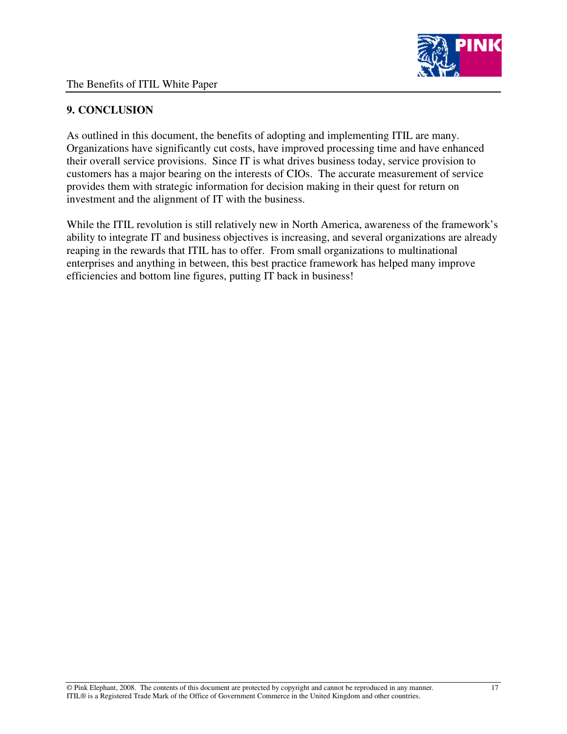## 9. CONCLUSION

As outlined in this document, the benefits of adopting and implementing ITIL are many. Organizations have significantly cut costs, have improved processing time and have enhanced their overall service provisions. Since IT is what drives business today, service provision to customers has a major bearing on the interests of CIOs. The accurate measurement of service provides them with strategic information for decision making in their quest for return on investment and the alignment of IT with the business.

While the ITIL revolution is still relatively new in North America, awareness of the framework's ability to integrate IT and business objectives is increasing, and several organizations are already reaping in the rewards that ITIL has to offer. From small organizations to multinational enterprises and anything in between, this best practice framework has helped many improve efficiencies and bottom line figures, putting IT back in business!